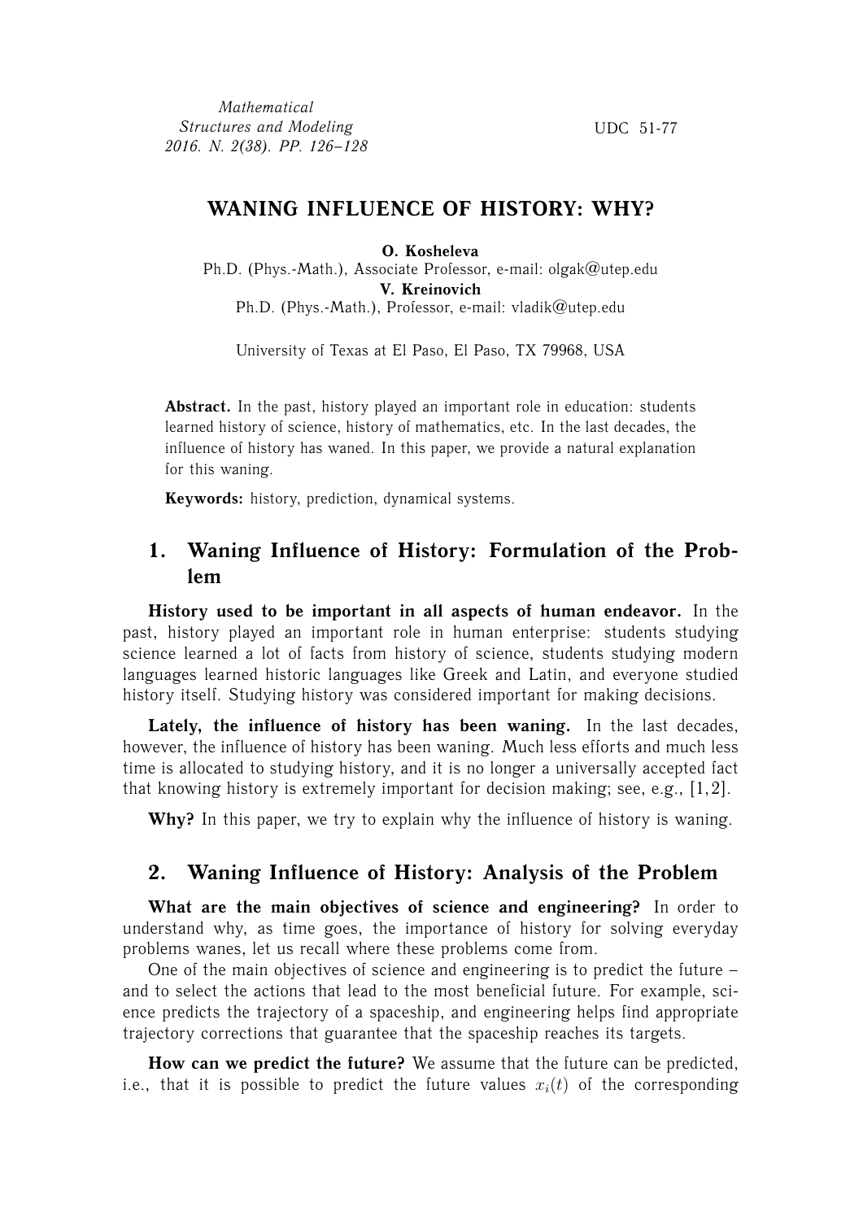Mathematical Structures and Modeling
2016. N. 2(38). PP. 126–128

UDC 51-77

# WANING INFLUENCE OF HISTORY: WHY?

**O. Kosheleva**
Ph.D. (Phys.-Math.), Associate Professor, e-mail: olgak@utep.edu

**V. Kreinovich**
Ph.D. (Phys.-Math.), Professor, e-mail: vladik@utep.edu

University of Texas at El Paso, El Paso, TX 79968, USA

**Abstract.** In the past, history played an important role in education: students learned history of science, history of mathematics, etc. In the last decades, the influence of history has waned. In this paper, we provide a natural explanation for this waning.

**Keywords:** history, prediction, dynamical systems.

## 1. Waning Influence of History: Formulation of the Problem

**History used to be important in all aspects of human endeavor.** In the past, history played an important role in human enterprise: students studying science learned a lot of facts from history of science, students studying modern languages learned historic languages like Greek and Latin, and everyone studied history itself. Studying history was considered important for making decisions.

**Lately, the influence of history has been waning.** In the last decades, however, the influence of history has been waning. Much less efforts and much less time is allocated to studying history, and it is no longer a universally accepted fact that knowing history is extremely important for decision making; see, e.g., [1,2].

**Why?** In this paper, we try to explain why the influence of history is waning.

## 2. Waning Influence of History: Analysis of the Problem

**What are the main objectives of science and engineering?** In order to understand why, as time goes, the importance of history for solving everyday problems wanes, let us recall where these problems come from.

One of the main objectives of science and engineering is to predict the future – and to select the actions that lead to the most beneficial future. For example, science predicts the trajectory of a spaceship, and engineering helps find appropriate trajectory corrections that guarantee that the spaceship reaches its targets.

**How can we predict the future?** We assume that the future can be predicted, i.e., that it is possible to predict the future values $x_i(t)$ of the corresponding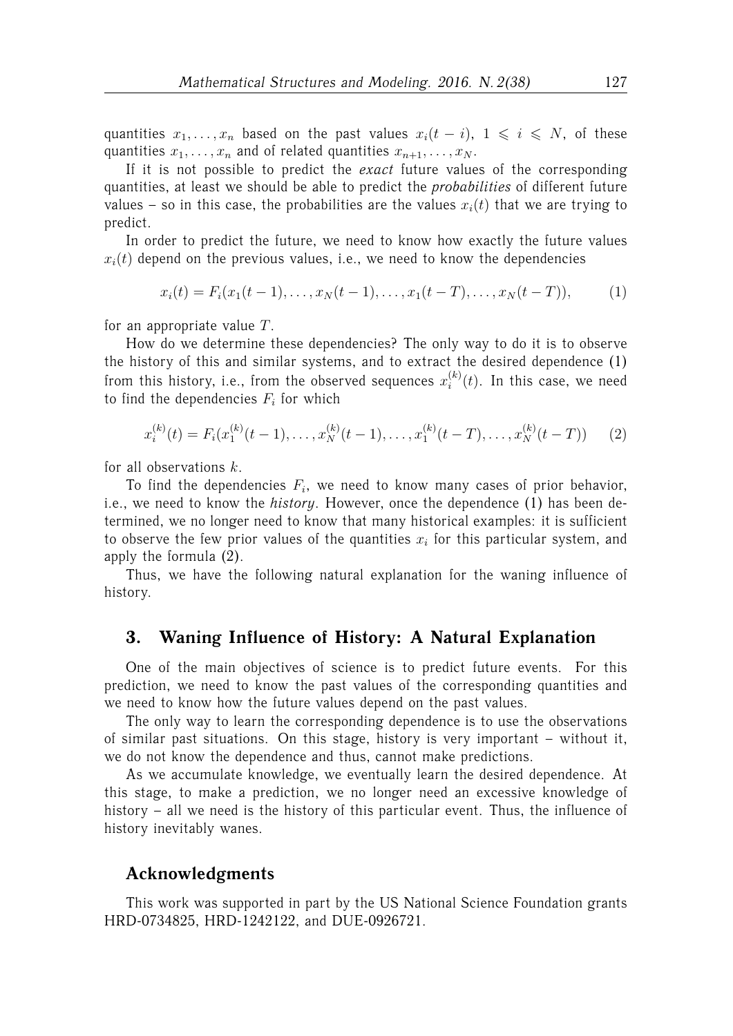quantities $x_1, \ldots, x_n$ based on the past values $x_i(t-i)$, $1 \leqslant i \leqslant N$, of these quantities $x_1, \ldots, x_n$ and of related quantities $x_{n+1}, \ldots, x_N$.

If it is not possible to predict the *exact* future values of the corresponding quantities, at least we should be able to predict the *probabilities* of different future values – so in this case, the probabilities are the values $x_i(t)$ that we are trying to predict.

In order to predict the future, we need to know how exactly the future values $x_i(t)$ depend on the previous values, i.e., we need to know the dependencies

$$x_i(t) = F_i(x_1(t-1), \ldots, x_N(t-1), \ldots, x_1(t-T), \ldots, x_N(t-T)), \tag{1}$$

for an appropriate value $T$.

How do we determine these dependencies? The only way to do it is to observe the history of this and similar systems, and to extract the desired dependence (1) from this history, i.e., from the observed sequences $x_i^{(k)}(t)$. In this case, we need to find the dependencies $F_i$ for which

$$x_i^{(k)}(t) = F_i(x_1^{(k)}(t-1), \ldots, x_N^{(k)}(t-1), \ldots, x_1^{(k)}(t-T), \ldots, x_N^{(k)}(t-T)) \tag{2}$$

for all observations $k$.

To find the dependencies $F_i$, we need to know many cases of prior behavior, i.e., we need to know the *history*. However, once the dependence (1) has been determined, we no longer need to know that many historical examples: it is sufficient to observe the few prior values of the quantities $x_i$ for this particular system, and apply the formula (2).

Thus, we have the following natural explanation for the waning influence of history.

## 3. Waning Influence of History: A Natural Explanation

One of the main objectives of science is to predict future events. For this prediction, we need to know the past values of the corresponding quantities and we need to know how the future values depend on the past values.

The only way to learn the corresponding dependence is to use the observations of similar past situations. On this stage, history is very important – without it, we do not know the dependence and thus, cannot make predictions.

As we accumulate knowledge, we eventually learn the desired dependence. At this stage, to make a prediction, we no longer need an excessive knowledge of history – all we need is the history of this particular event. Thus, the influence of history inevitably wanes.

## Acknowledgments

This work was supported in part by the US National Science Foundation grants HRD-0734825, HRD-1242122, and DUE-0926721.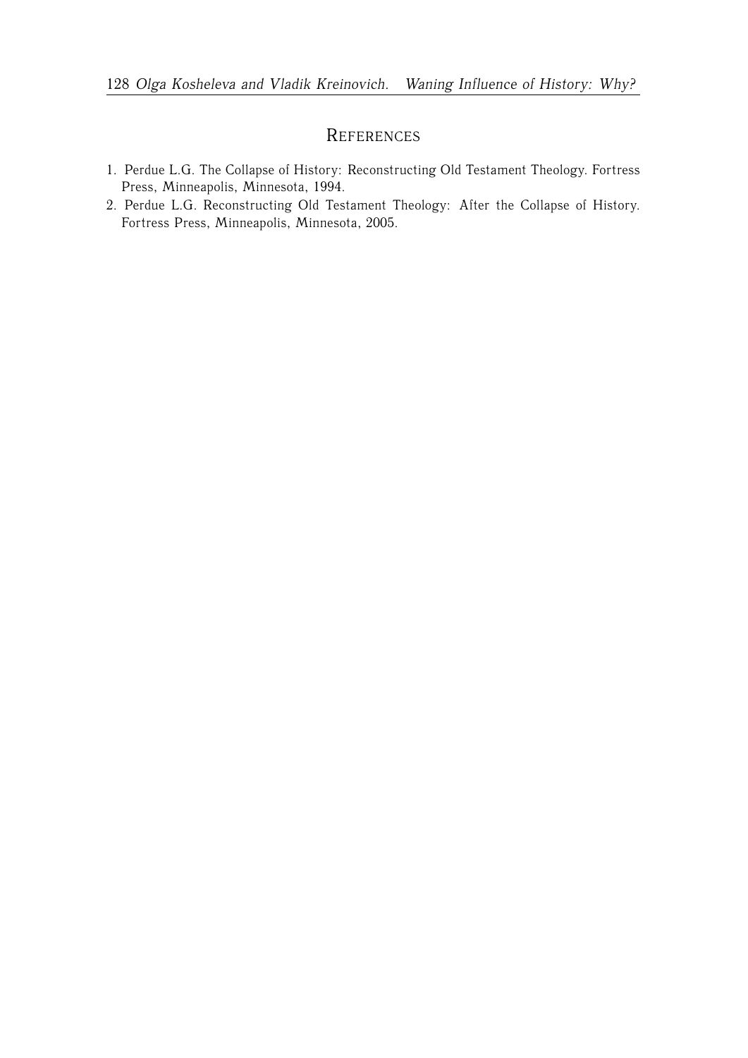## References

1. Perdue L.G. The Collapse of History: Reconstructing Old Testament Theology. Fortress Press, Minneapolis, Minnesota, 1994.
2. Perdue L.G. Reconstructing Old Testament Theology: After the Collapse of History. Fortress Press, Minneapolis, Minnesota, 2005.